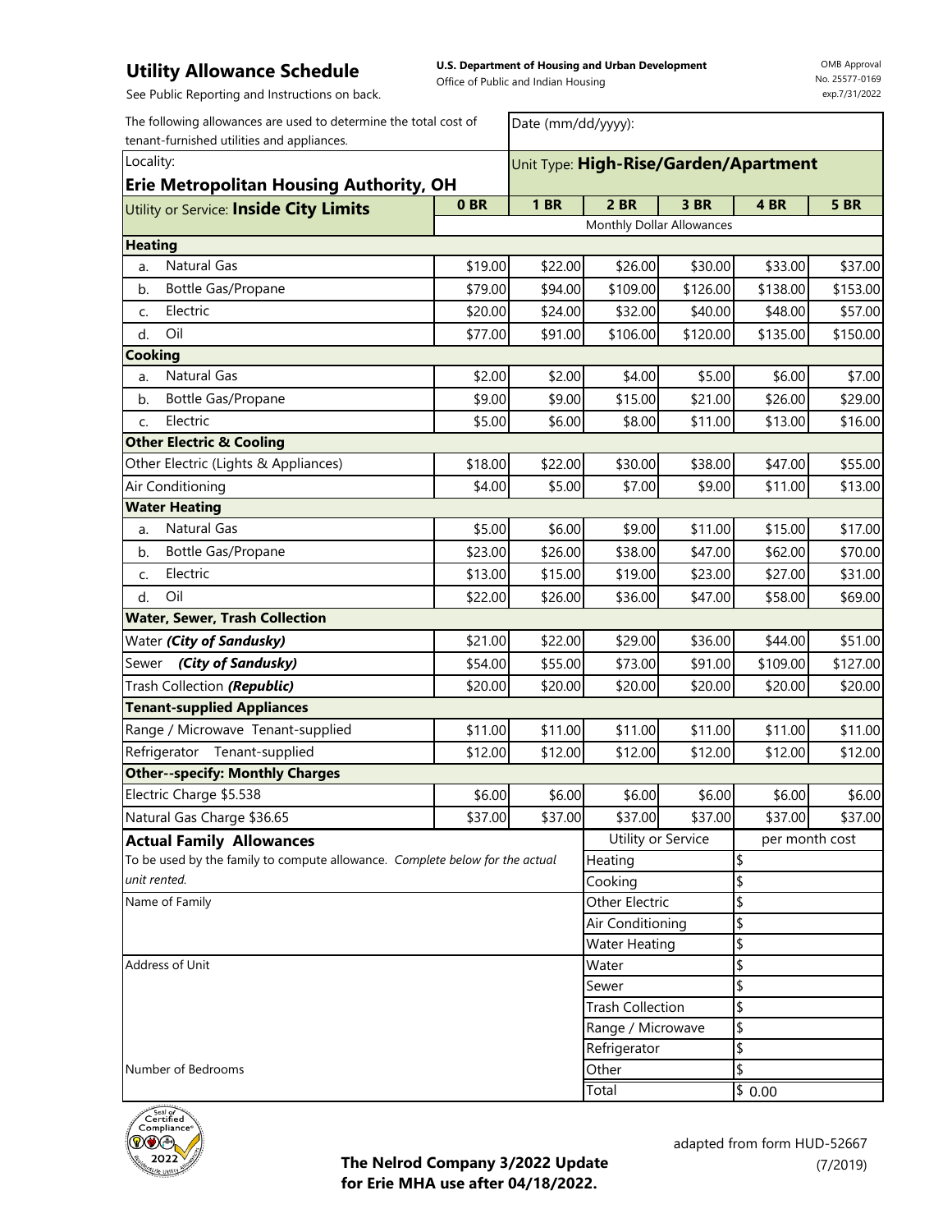# Utility Allowance Schedule

See Public Reporting and Instructions on back.

**U.S. Department of Housing and Urban Development**
Office of Public and Indian Housing

OMB Approval No. 25577-0169 exp.7/31/2022

| The following allowances are used to determine the total cost of tenant-furnished utilities and appliances. | Date (mm/dd/yyyy): |
|---|---|
| Locality: **Erie Metropolitan Housing Authority, OH** | Unit Type: **High-Rise/Garden/Apartment** |

| Utility or Service: **Inside City Limits** | **0 BR** | **1 BR** | **2 BR** | **3 BR** | **4 BR** | **5 BR** |
|---|---|---|---|---|---|---|
| | Monthly Dollar Allowances | | | | | |
| **Heating** | | | | | | |
| a. Natural Gas | $19.00 | $22.00 | $26.00 | $30.00 | $33.00 | $37.00 |
| b. Bottle Gas/Propane | $79.00 | $94.00 | $109.00 | $126.00 | $138.00 | $153.00 |
| c. Electric | $20.00 | $24.00 | $32.00 | $40.00 | $48.00 | $57.00 |
| d. Oil | $77.00 | $91.00 | $106.00 | $120.00 | $135.00 | $150.00 |
| **Cooking** | | | | | | |
| a. Natural Gas | $2.00 | $2.00 | $4.00 | $5.00 | $6.00 | $7.00 |
| b. Bottle Gas/Propane | $9.00 | $9.00 | $15.00 | $21.00 | $26.00 | $29.00 |
| c. Electric | $5.00 | $6.00 | $8.00 | $11.00 | $13.00 | $16.00 |
| **Other Electric & Cooling** | | | | | | |
| Other Electric (Lights & Appliances) | $18.00 | $22.00 | $30.00 | $38.00 | $47.00 | $55.00 |
| Air Conditioning | $4.00 | $5.00 | $7.00 | $9.00 | $11.00 | $13.00 |
| **Water Heating** | | | | | | |
| a. Natural Gas | $5.00 | $6.00 | $9.00 | $11.00 | $15.00 | $17.00 |
| b. Bottle Gas/Propane | $23.00 | $26.00 | $38.00 | $47.00 | $62.00 | $70.00 |
| c. Electric | $13.00 | $15.00 | $19.00 | $23.00 | $27.00 | $31.00 |
| d. Oil | $22.00 | $26.00 | $36.00 | $47.00 | $58.00 | $69.00 |
| **Water, Sewer, Trash Collection** | | | | | | |
| Water ***(City of Sandusky)*** | $21.00 | $22.00 | $29.00 | $36.00 | $44.00 | $51.00 |
| Sewer ***(City of Sandusky)*** | $54.00 | $55.00 | $73.00 | $91.00 | $109.00 | $127.00 |
| Trash Collection ***(Republic)*** | $20.00 | $20.00 | $20.00 | $20.00 | $20.00 | $20.00 |
| **Tenant-supplied Appliances** | | | | | | |
| Range / Microwave Tenant-supplied | $11.00 | $11.00 | $11.00 | $11.00 | $11.00 | $11.00 |
| Refrigerator Tenant-supplied | $12.00 | $12.00 | $12.00 | $12.00 | $12.00 | $12.00 |
| **Other--specify: Monthly Charges** | | | | | | |
| Electric Charge $5.538 | $6.00 | $6.00 | $6.00 | $6.00 | $6.00 | $6.00 |
| Natural Gas Charge $36.65 | $37.00 | $37.00 | $37.00 | $37.00 | $37.00 | $37.00 |

**Actual Family Allowances**

To be used by the family to compute allowance. *Complete below for the actual unit rented.*

Name of Family

Address of Unit

Number of Bedrooms

| Utility or Service | per month cost |
|---|---|
| Heating | $ |
| Cooking | $ |
| Other Electric | $ |
| Air Conditioning | $ |
| Water Heating | $ |
| Water | $ |
| Sewer | $ |
| Trash Collection | $ |
| Range / Microwave | $ |
| Refrigerator | $ |
| Other | $ |
| Total | $ 0.00 |

**The Nelrod Company 3/2022 Update for Erie MHA use after 04/18/2022.**

adapted from form HUD-52667 (7/2019)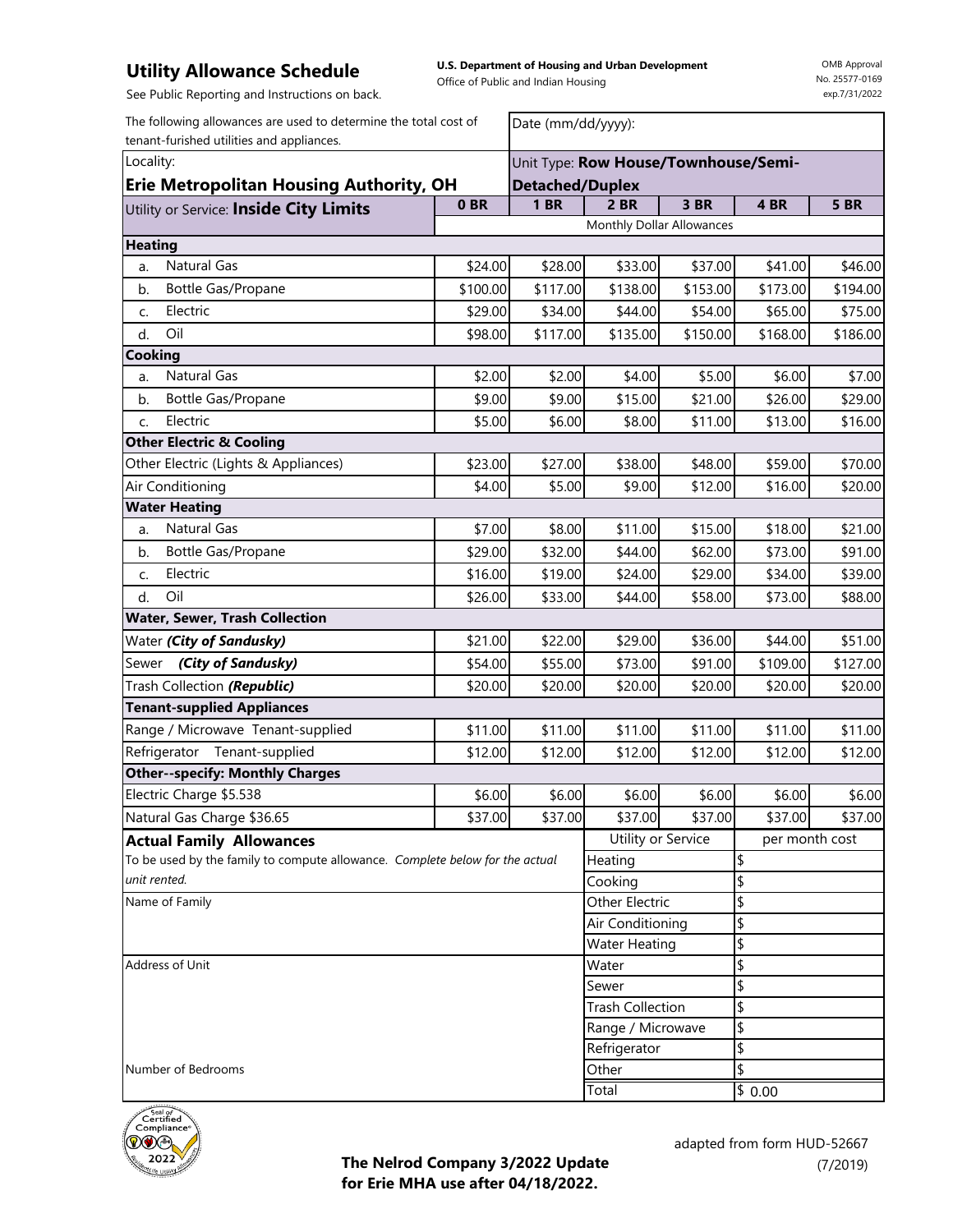## Utility Allowance Schedule

See Public Reporting and Instructions on back.

**U.S. Department of Housing and Urban Development**
Office of Public and Indian Housing

OMB Approval No. 25577-0169 exp.7/31/2022

| The following allowances are used to determine the total cost of tenant-furnished utilities and appliances. | Date (mm/dd/yyyy): | | | | | |
|---|---|---|---|---|---|---|
| Locality: **Erie Metropolitan Housing Authority, OH** | Unit Type: **Row House/Townhouse/Semi-Detached/Duplex** | | | | | |
| Utility or Service: **Inside City Limits** | **0 BR** | **1 BR** | **2 BR** | **3 BR** | **4 BR** | **5 BR** |
| | Monthly Dollar Allowances | | | | | |
| **Heating** | | | | | | |
| a. Natural Gas | $24.00 | $28.00 | $33.00 | $37.00 | $41.00 | $46.00 |
| b. Bottle Gas/Propane | $100.00 | $117.00 | $138.00 | $153.00 | $173.00 | $194.00 |
| c. Electric | $29.00 | $34.00 | $44.00 | $54.00 | $65.00 | $75.00 |
| d. Oil | $98.00 | $117.00 | $135.00 | $150.00 | $168.00 | $186.00 |
| **Cooking** | | | | | | |
| a. Natural Gas | $2.00 | $2.00 | $4.00 | $5.00 | $6.00 | $7.00 |
| b. Bottle Gas/Propane | $9.00 | $9.00 | $15.00 | $21.00 | $26.00 | $29.00 |
| c. Electric | $5.00 | $6.00 | $8.00 | $11.00 | $13.00 | $16.00 |
| **Other Electric & Cooling** | | | | | | |
| Other Electric (Lights & Appliances) | $23.00 | $27.00 | $38.00 | $48.00 | $59.00 | $70.00 |
| Air Conditioning | $4.00 | $5.00 | $9.00 | $12.00 | $16.00 | $20.00 |
| **Water Heating** | | | | | | |
| a. Natural Gas | $7.00 | $8.00 | $11.00 | $15.00 | $18.00 | $21.00 |
| b. Bottle Gas/Propane | $29.00 | $32.00 | $44.00 | $62.00 | $73.00 | $91.00 |
| c. Electric | $16.00 | $19.00 | $24.00 | $29.00 | $34.00 | $39.00 |
| d. Oil | $26.00 | $33.00 | $44.00 | $58.00 | $73.00 | $88.00 |
| **Water, Sewer, Trash Collection** | | | | | | |
| Water ***(City of Sandusky)*** | $21.00 | $22.00 | $29.00 | $36.00 | $44.00 | $51.00 |
| Sewer ***(City of Sandusky)*** | $54.00 | $55.00 | $73.00 | $91.00 | $109.00 | $127.00 |
| Trash Collection ***(Republic)*** | $20.00 | $20.00 | $20.00 | $20.00 | $20.00 | $20.00 |
| **Tenant-supplied Appliances** | | | | | | |
| Range / Microwave Tenant-supplied | $11.00 | $11.00 | $11.00 | $11.00 | $11.00 | $11.00 |
| Refrigerator Tenant-supplied | $12.00 | $12.00 | $12.00 | $12.00 | $12.00 | $12.00 |
| **Other--specify: Monthly Charges** | | | | | | |
| Electric Charge $5.538 | $6.00 | $6.00 | $6.00 | $6.00 | $6.00 | $6.00 |
| Natural Gas Charge $36.65 | $37.00 | $37.00 | $37.00 | $37.00 | $37.00 | $37.00 |

**Actual Family Allowances**

To be used by the family to compute allowance. *Complete below for the actual unit rented.*

Name of Family

Address of Unit

Number of Bedrooms

| Utility or Service | per month cost |
|---|---|
| Heating | $ |
| Cooking | $ |
| Other Electric | $ |
| Air Conditioning | $ |
| Water Heating | $ |
| Water | $ |
| Sewer | $ |
| Trash Collection | $ |
| Range / Microwave | $ |
| Refrigerator | $ |
| Other | $ |
| Total | $ 0.00 |

Seal of Certified Compliance 2022

**The Nelrod Company 3/2022 Update for Erie MHA use after 04/18/2022.**

adapted from form HUD-52667 (7/2019)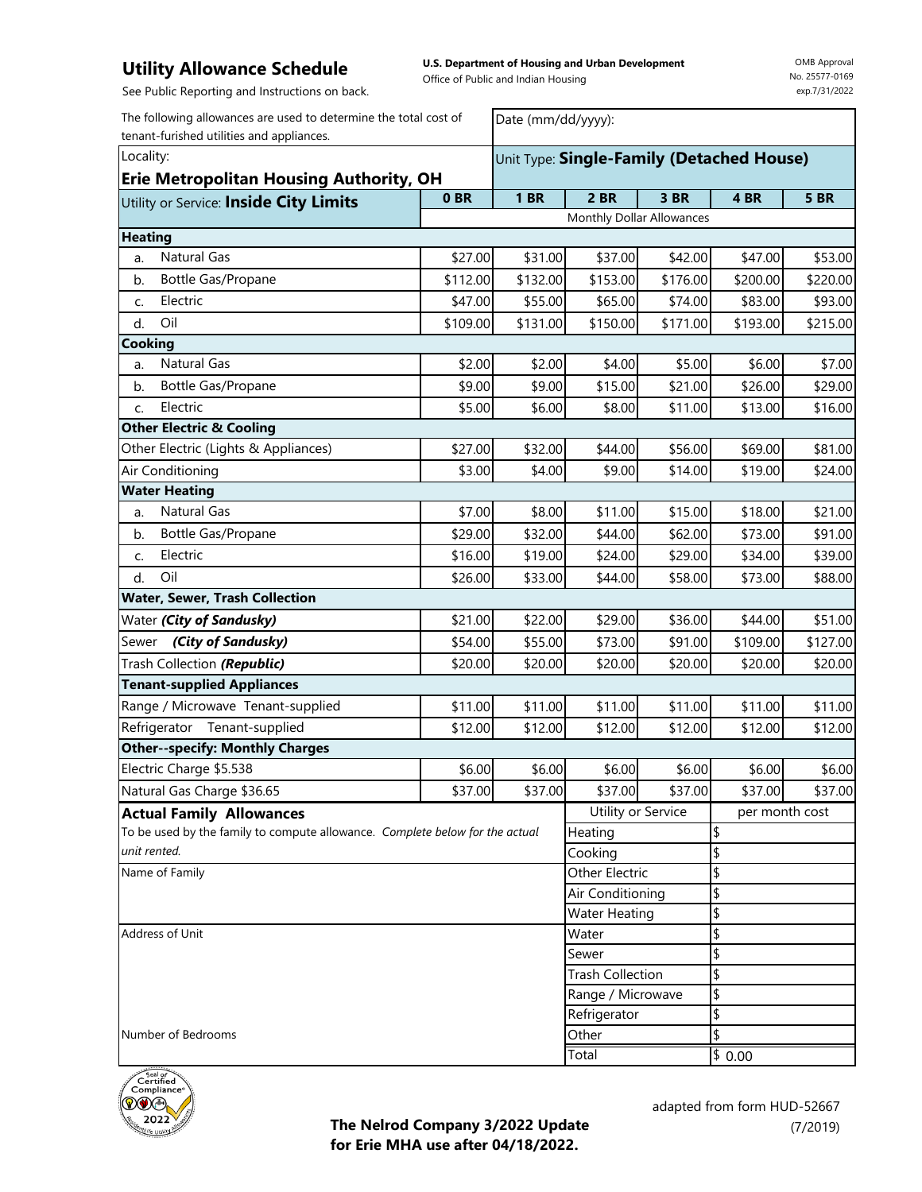## Utility Allowance Schedule

See Public Reporting and Instructions on back.

**U.S. Department of Housing and Urban Development**
Office of Public and Indian Housing

OMB Approval No. 25577-0169 exp.7/31/2022

| The following allowances are used to determine the total cost of tenant-furished utilities and appliances. | Date (mm/dd/yyyy): | | | | | |
|---|---|---|---|---|---|---|
| Locality: **Erie Metropolitan Housing Authority, OH** | Unit Type: **Single-Family (Detached House)** | | | | | |
| Utility or Service: **Inside City Limits** | **0 BR** | **1 BR** | **2 BR** | **3 BR** | **4 BR** | **5 BR** |
| | Monthly Dollar Allowances | | | | | |
| **Heating** | | | | | | |
| a. Natural Gas | $27.00 | $31.00 | $37.00 | $42.00 | $47.00 | $53.00 |
| b. Bottle Gas/Propane | $112.00 | $132.00 | $153.00 | $176.00 | $200.00 | $220.00 |
| c. Electric | $47.00 | $55.00 | $65.00 | $74.00 | $83.00 | $93.00 |
| d. Oil | $109.00 | $131.00 | $150.00 | $171.00 | $193.00 | $215.00 |
| **Cooking** | | | | | | |
| a. Natural Gas | $2.00 | $2.00 | $4.00 | $5.00 | $6.00 | $7.00 |
| b. Bottle Gas/Propane | $9.00 | $9.00 | $15.00 | $21.00 | $26.00 | $29.00 |
| c. Electric | $5.00 | $6.00 | $8.00 | $11.00 | $13.00 | $16.00 |
| **Other Electric & Cooling** | | | | | | |
| Other Electric (Lights & Appliances) | $27.00 | $32.00 | $44.00 | $56.00 | $69.00 | $81.00 |
| Air Conditioning | $3.00 | $4.00 | $9.00 | $14.00 | $19.00 | $24.00 |
| **Water Heating** | | | | | | |
| a. Natural Gas | $7.00 | $8.00 | $11.00 | $15.00 | $18.00 | $21.00 |
| b. Bottle Gas/Propane | $29.00 | $32.00 | $44.00 | $62.00 | $73.00 | $91.00 |
| c. Electric | $16.00 | $19.00 | $24.00 | $29.00 | $34.00 | $39.00 |
| d. Oil | $26.00 | $33.00 | $44.00 | $58.00 | $73.00 | $88.00 |
| **Water, Sewer, Trash Collection** | | | | | | |
| Water ***(City of Sandusky)*** | $21.00 | $22.00 | $29.00 | $36.00 | $44.00 | $51.00 |
| Sewer ***(City of Sandusky)*** | $54.00 | $55.00 | $73.00 | $91.00 | $109.00 | $127.00 |
| Trash Collection ***(Republic)*** | $20.00 | $20.00 | $20.00 | $20.00 | $20.00 | $20.00 |
| **Tenant-supplied Appliances** | | | | | | |
| Range / Microwave Tenant-supplied | $11.00 | $11.00 | $11.00 | $11.00 | $11.00 | $11.00 |
| Refrigerator Tenant-supplied | $12.00 | $12.00 | $12.00 | $12.00 | $12.00 | $12.00 |
| **Other--specify: Monthly Charges** | | | | | | |
| Electric Charge $5.538 | $6.00 | $6.00 | $6.00 | $6.00 | $6.00 | $6.00 |
| Natural Gas Charge $36.65 | $37.00 | $37.00 | $37.00 | $37.00 | $37.00 | $37.00 |

**Actual Family Allowances**

To be used by the family to compute allowance. *Complete below for the actual unit rented.*

Name of Family

Address of Unit

Number of Bedrooms

| Utility or Service | per month cost |
|---|---|
| Heating | $ |
| Cooking | $ |
| Other Electric | $ |
| Air Conditioning | $ |
| Water Heating | $ |
| Water | $ |
| Sewer | $ |
| Trash Collection | $ |
| Range / Microwave | $ |
| Refrigerator | $ |
| Other | $ |
| Total | $ 0.00 |

**The Nelrod Company 3/2022 Update for Erie MHA use after 04/18/2022.**

adapted from form HUD-52667 (7/2019)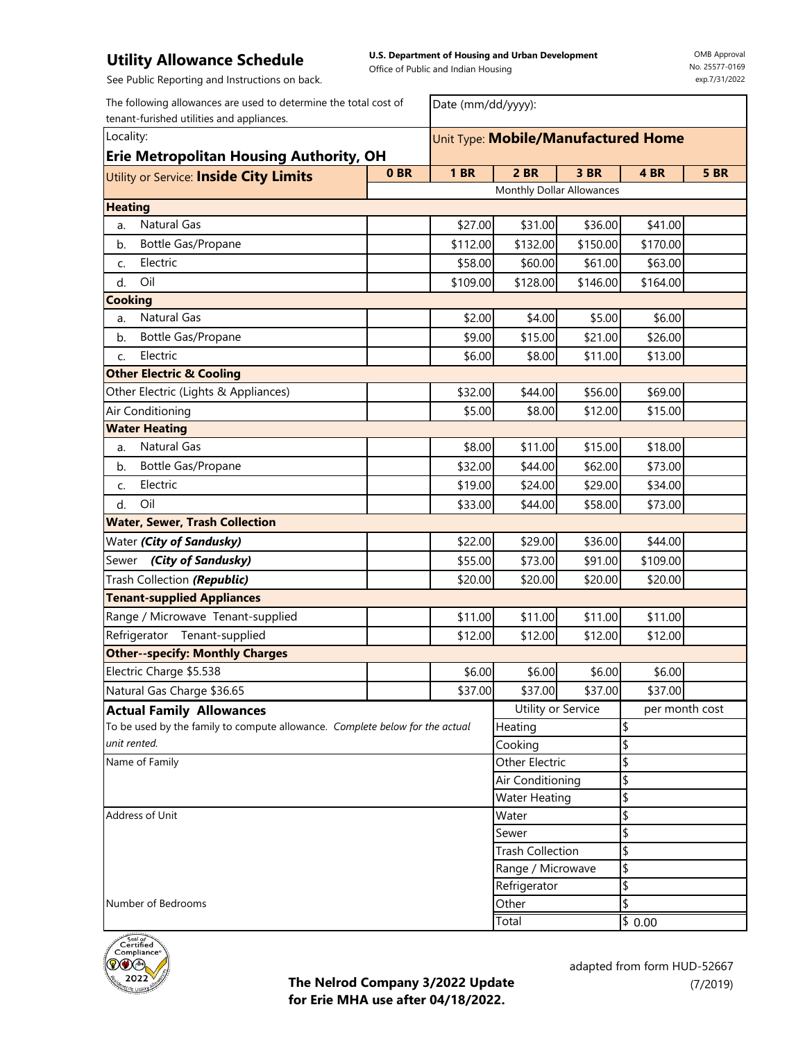## Utility Allowance Schedule

See Public Reporting and Instructions on back.

**U.S. Department of Housing and Urban Development**
Office of Public and Indian Housing

OMB Approval No. 25577-0169 exp.7/31/2022

| The following allowances are used to determine the total cost of tenant-furished utilities and appliances. | Date (mm/dd/yyyy): | | | | |
|---|---|---|---|---|---|
| Locality: **Erie Metropolitan Housing Authority, OH** | Unit Type: **Mobile/Manufactured Home** | | | | |

| Utility or Service: **Inside City Limits** | **0 BR** | **1 BR** | **2 BR** | **3 BR** | **4 BR** | **5 BR** |
|---|---|---|---|---|---|---|
| | Monthly Dollar Allowances | | | | | |
| **Heating** | | | | | | |
| a. Natural Gas | | $27.00 | $31.00 | $36.00 | $41.00 | |
| b. Bottle Gas/Propane | | $112.00 | $132.00 | $150.00 | $170.00 | |
| c. Electric | | $58.00 | $60.00 | $61.00 | $63.00 | |
| d. Oil | | $109.00 | $128.00 | $146.00 | $164.00 | |
| **Cooking** | | | | | | |
| a. Natural Gas | | $2.00 | $4.00 | $5.00 | $6.00 | |
| b. Bottle Gas/Propane | | $9.00 | $15.00 | $21.00 | $26.00 | |
| c. Electric | | $6.00 | $8.00 | $11.00 | $13.00 | |
| **Other Electric & Cooling** | | | | | | |
| Other Electric (Lights & Appliances) | | $32.00 | $44.00 | $56.00 | $69.00 | |
| Air Conditioning | | $5.00 | $8.00 | $12.00 | $15.00 | |
| **Water Heating** | | | | | | |
| a. Natural Gas | | $8.00 | $11.00 | $15.00 | $18.00 | |
| b. Bottle Gas/Propane | | $32.00 | $44.00 | $62.00 | $73.00 | |
| c. Electric | | $19.00 | $24.00 | $29.00 | $34.00 | |
| d. Oil | | $33.00 | $44.00 | $58.00 | $73.00 | |
| **Water, Sewer, Trash Collection** | | | | | | |
| Water ***(City of Sandusky)*** | | $22.00 | $29.00 | $36.00 | $44.00 | |
| Sewer ***(City of Sandusky)*** | | $55.00 | $73.00 | $91.00 | $109.00 | |
| Trash Collection ***(Republic)*** | | $20.00 | $20.00 | $20.00 | $20.00 | |
| **Tenant-supplied Appliances** | | | | | | |
| Range / Microwave Tenant-supplied | | $11.00 | $11.00 | $11.00 | $11.00 | |
| Refrigerator Tenant-supplied | | $12.00 | $12.00 | $12.00 | $12.00 | |
| **Other--specify: Monthly Charges** | | | | | | |
| Electric Charge $5.538 | | $6.00 | $6.00 | $6.00 | $6.00 | |
| Natural Gas Charge $36.65 | | $37.00 | $37.00 | $37.00 | $37.00 | |

**Actual Family Allowances**

To be used by the family to compute allowance. *Complete below for the actual unit rented.*

Name of Family

Address of Unit

Number of Bedrooms

| Utility or Service | per month cost |
|---|---|
| Heating | $ |
| Cooking | $ |
| Other Electric | $ |
| Air Conditioning | $ |
| Water Heating | $ |
| Water | $ |
| Sewer | $ |
| Trash Collection | $ |
| Range / Microwave | $ |
| Refrigerator | $ |
| Other | $ |
| Total | $ 0.00 |

**The Nelrod Company 3/2022 Update for Erie MHA use after 04/18/2022.**

adapted from form HUD-52667 (7/2019)